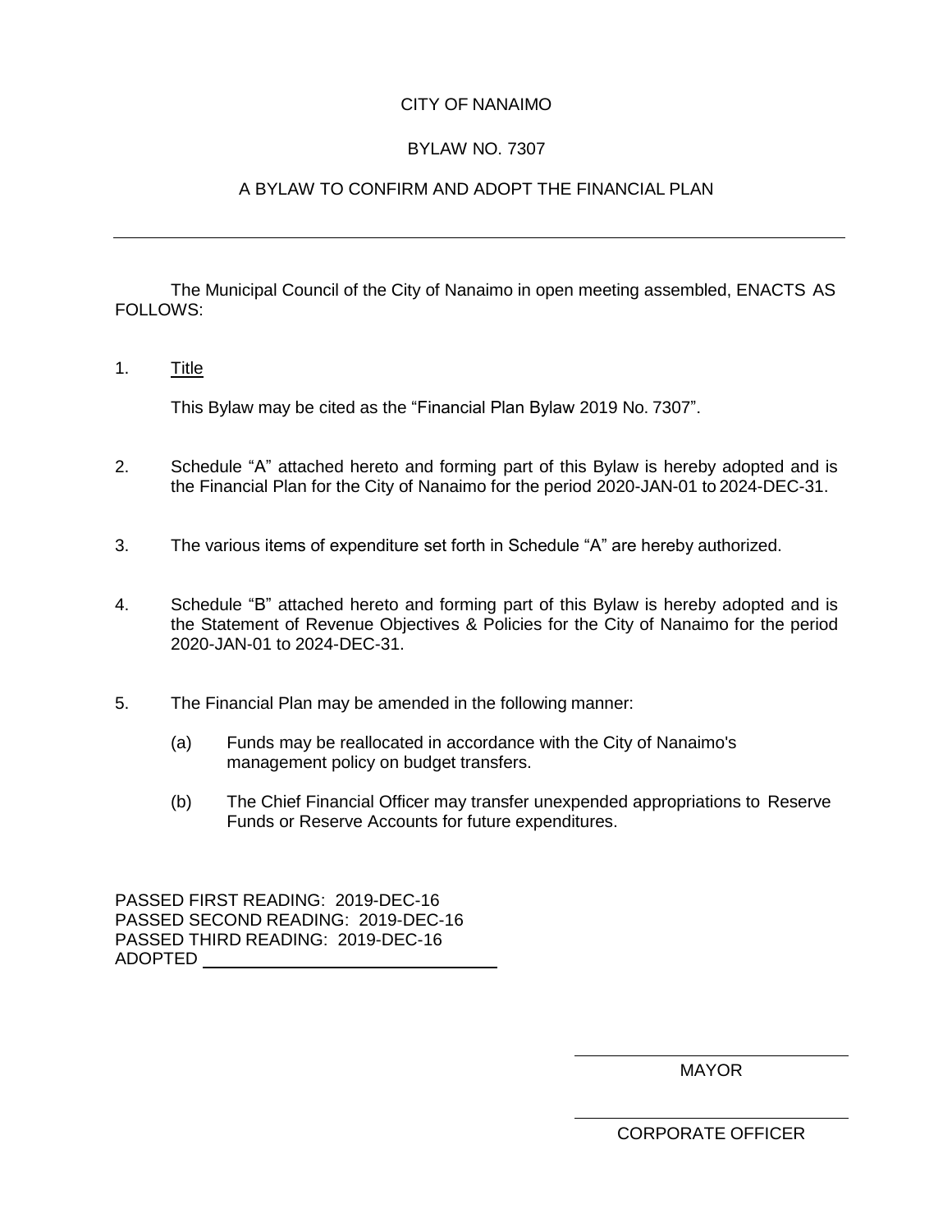# CITY OF NANAIMO

## BYLAW NO. 7307

## A BYLAW TO CONFIRM AND ADOPT THE FINANCIAL PLAN

---

The Municipal Council of the City of Nanaimo in open meeting assembled, ENACTS AS FOLLOWS:

1. <u>Title</u>

   This Bylaw may be cited as the "Financial Plan Bylaw 2019 No. 7307".

2. Schedule "A" attached hereto and forming part of this Bylaw is hereby adopted and is the Financial Plan for the City of Nanaimo for the period 2020-JAN-01 to 2024-DEC-31.

3. The various items of expenditure set forth in Schedule "A" are hereby authorized.

4. Schedule "B" attached hereto and forming part of this Bylaw is hereby adopted and is the Statement of Revenue Objectives & Policies for the City of Nanaimo for the period 2020-JAN-01 to 2024-DEC-31.

5. The Financial Plan may be amended in the following manner:

   (a) Funds may be reallocated in accordance with the City of Nanaimo's management policy on budget transfers.

   (b) The Chief Financial Officer may transfer unexpended appropriations to Reserve Funds or Reserve Accounts for future expenditures.

PASSED FIRST READING: 2019-DEC-16
PASSED SECOND READING: 2019-DEC-16
PASSED THIRD READING: 2019-DEC-16
ADOPTED ______________________________

______________________________
MAYOR

______________________________
CORPORATE OFFICER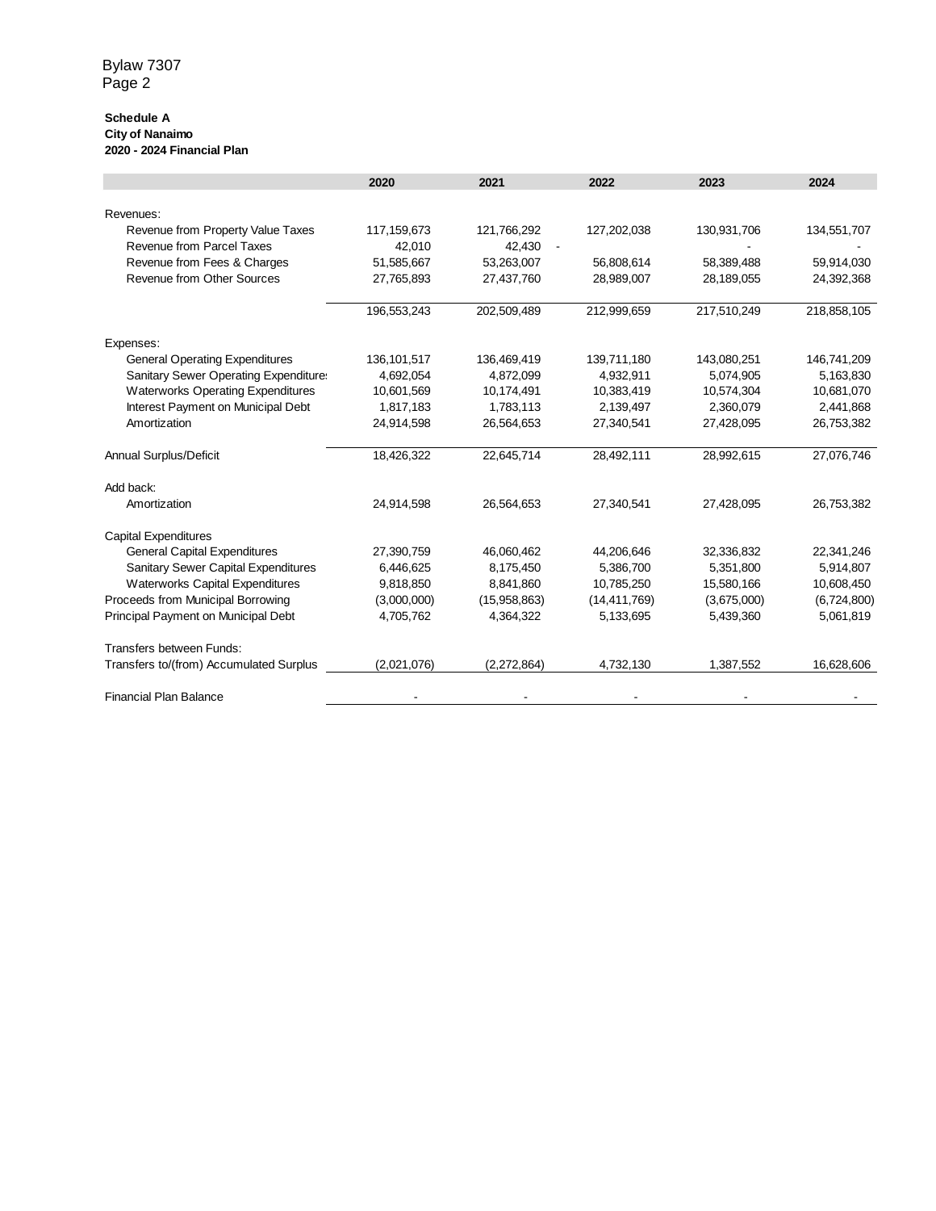Bylaw 7307

**Schedule A**
**City of Nanaimo**
**2020 - 2024 Financial Plan**

| | 2020 | 2021 | 2022 | 2023 | 2024 |
|---|---|---|---|---|---|
| Revenues: | | | | | |
| Revenue from Property Value Taxes | 117,159,673 | 121,766,292 | 127,202,038 | 130,931,706 | 134,551,707 |
| Revenue from Parcel Taxes | 42,010 | 42,430 | - | - | - |
| Revenue from Fees & Charges | 51,585,667 | 53,263,007 | 56,808,614 | 58,389,488 | 59,914,030 |
| Revenue from Other Sources | 27,765,893 | 27,437,760 | 28,989,007 | 28,189,055 | 24,392,368 |
| | 196,553,243 | 202,509,489 | 212,999,659 | 217,510,249 | 218,858,105 |
| Expenses: | | | | | |
| General Operating Expenditures | 136,101,517 | 136,469,419 | 139,711,180 | 143,080,251 | 146,741,209 |
| Sanitary Sewer Operating Expenditures | 4,692,054 | 4,872,099 | 4,932,911 | 5,074,905 | 5,163,830 |
| Waterworks Operating Expenditures | 10,601,569 | 10,174,491 | 10,383,419 | 10,574,304 | 10,681,070 |
| Interest Payment on Municipal Debt | 1,817,183 | 1,783,113 | 2,139,497 | 2,360,079 | 2,441,868 |
| Amortization | 24,914,598 | 26,564,653 | 27,340,541 | 27,428,095 | 26,753,382 |
| Annual Surplus/Deficit | 18,426,322 | 22,645,714 | 28,492,111 | 28,992,615 | 27,076,746 |
| Add back: | | | | | |
| Amortization | 24,914,598 | 26,564,653 | 27,340,541 | 27,428,095 | 26,753,382 |
| Capital Expenditures | | | | | |
| General Capital Expenditures | 27,390,759 | 46,060,462 | 44,206,646 | 32,336,832 | 22,341,246 |
| Sanitary Sewer Capital Expenditures | 6,446,625 | 8,175,450 | 5,386,700 | 5,351,800 | 5,914,807 |
| Waterworks Capital Expenditures | 9,818,850 | 8,841,860 | 10,785,250 | 15,580,166 | 10,608,450 |
| Proceeds from Municipal Borrowing | (3,000,000) | (15,958,863) | (14,411,769) | (3,675,000) | (6,724,800) |
| Principal Payment on Municipal Debt | 4,705,762 | 4,364,322 | 5,133,695 | 5,439,360 | 5,061,819 |
| Transfers between Funds: | | | | | |
| Transfers to/(from) Accumulated Surplus | (2,021,076) | (2,272,864) | 4,732,130 | 1,387,552 | 16,628,606 |
| Financial Plan Balance | - | - | - | - | - |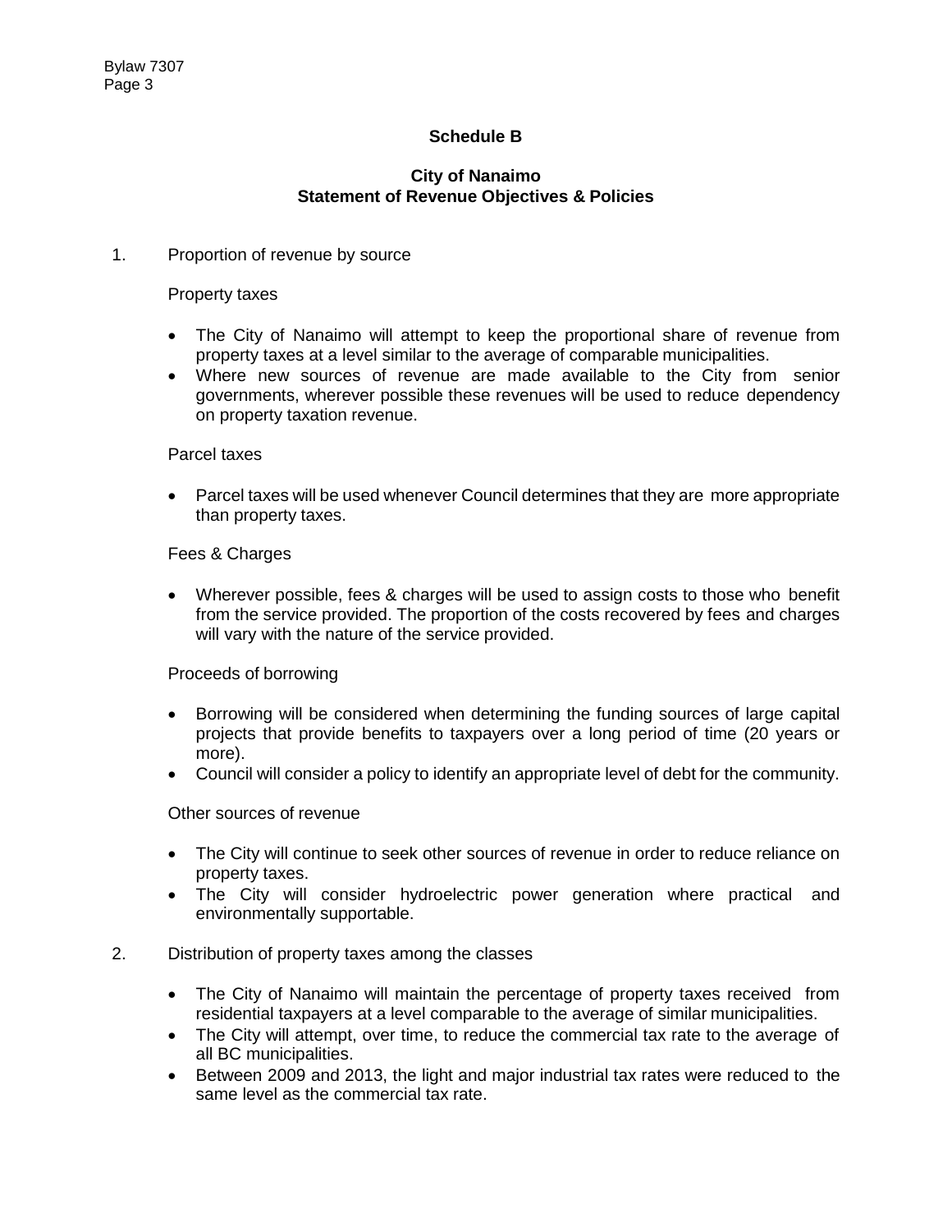## Schedule B

### City of Nanaimo
### Statement of Revenue Objectives & Policies

1. Proportion of revenue by source

   Property taxes

   - The City of Nanaimo will attempt to keep the proportional share of revenue from property taxes at a level similar to the average of comparable municipalities.
   - Where new sources of revenue are made available to the City from senior governments, wherever possible these revenues will be used to reduce dependency on property taxation revenue.

   Parcel taxes

   - Parcel taxes will be used whenever Council determines that they are more appropriate than property taxes.

   Fees & Charges

   - Wherever possible, fees & charges will be used to assign costs to those who benefit from the service provided. The proportion of the costs recovered by fees and charges will vary with the nature of the service provided.

   Proceeds of borrowing

   - Borrowing will be considered when determining the funding sources of large capital projects that provide benefits to taxpayers over a long period of time (20 years or more).
   - Council will consider a policy to identify an appropriate level of debt for the community.

   Other sources of revenue

   - The City will continue to seek other sources of revenue in order to reduce reliance on property taxes.
   - The City will consider hydroelectric power generation where practical and environmentally supportable.

2. Distribution of property taxes among the classes

   - The City of Nanaimo will maintain the percentage of property taxes received from residential taxpayers at a level comparable to the average of similar municipalities.
   - The City will attempt, over time, to reduce the commercial tax rate to the average of all BC municipalities.
   - Between 2009 and 2013, the light and major industrial tax rates were reduced to the same level as the commercial tax rate.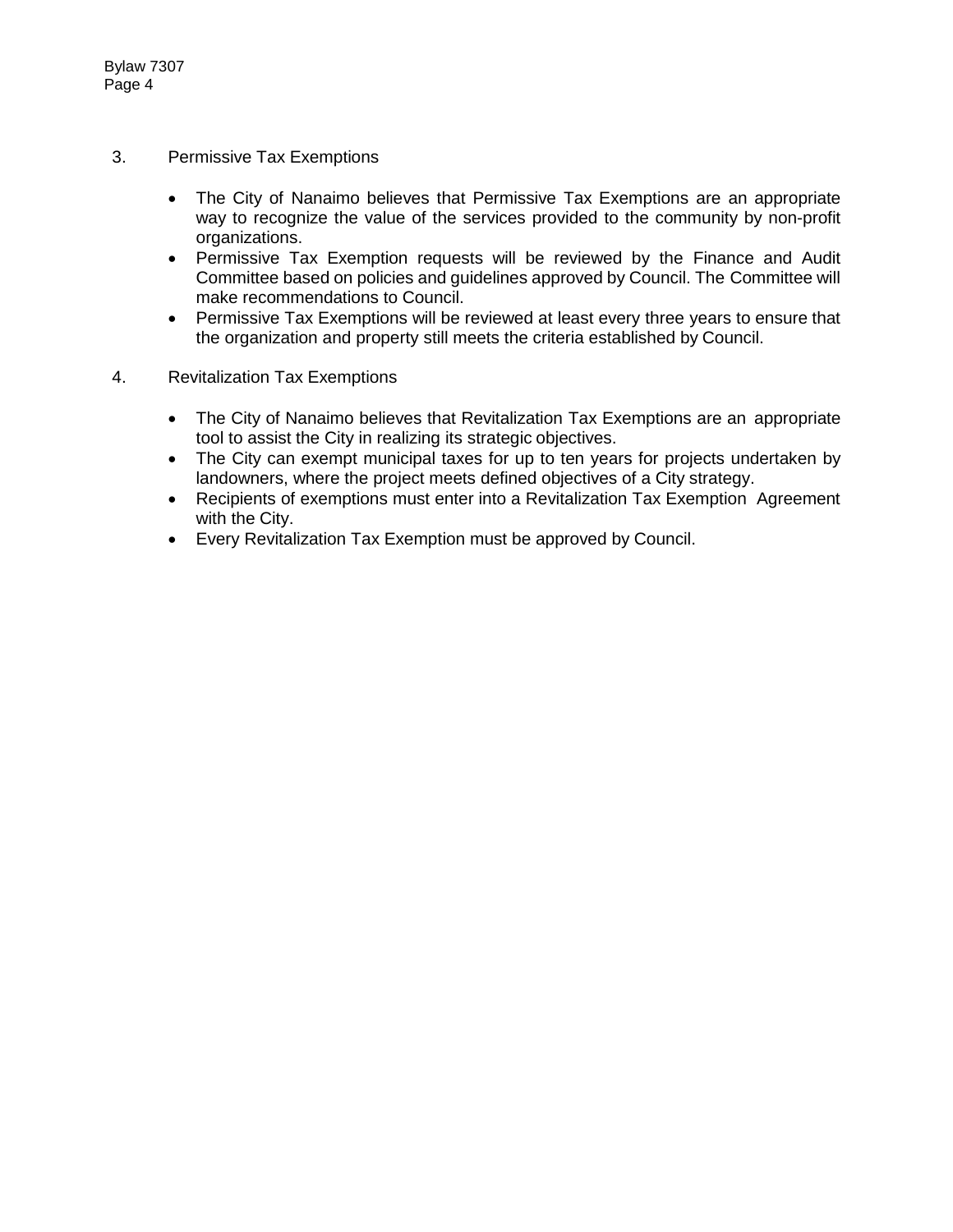3. Permissive Tax Exemptions

- The City of Nanaimo believes that Permissive Tax Exemptions are an appropriate way to recognize the value of the services provided to the community by non-profit organizations.
- Permissive Tax Exemption requests will be reviewed by the Finance and Audit Committee based on policies and guidelines approved by Council. The Committee will make recommendations to Council.
- Permissive Tax Exemptions will be reviewed at least every three years to ensure that the organization and property still meets the criteria established by Council.

4. Revitalization Tax Exemptions

- The City of Nanaimo believes that Revitalization Tax Exemptions are an appropriate tool to assist the City in realizing its strategic objectives.
- The City can exempt municipal taxes for up to ten years for projects undertaken by landowners, where the project meets defined objectives of a City strategy.
- Recipients of exemptions must enter into a Revitalization Tax Exemption Agreement with the City.
- Every Revitalization Tax Exemption must be approved by Council.